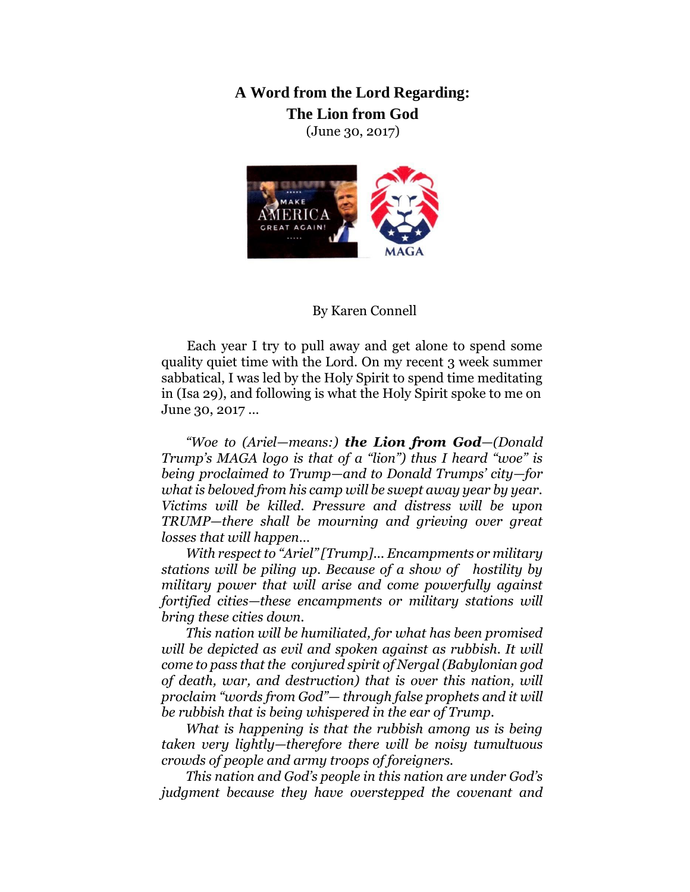# A Word from the Lord Regarding:
# The Lion from God

(June 30, 2017)

By Karen Connell

Each year I try to pull away and get alone to spend some quality quiet time with the Lord. On my recent 3 week summer sabbatical, I was led by the Holy Spirit to spend time meditating in (Isa 29), and following is what the Holy Spirit spoke to me on June 30, 2017 …

*"Woe to (Ariel—means:)* ***the Lion from God****—(Donald Trump's MAGA logo is that of a "lion") thus I heard "woe" is being proclaimed to Trump—and to Donald Trumps' city—for what is beloved from his camp will be swept away year by year. Victims will be killed. Pressure and distress will be upon TRUMP—there shall be mourning and grieving over great losses that will happen…*

*With respect to "Ariel" [Trump]… Encampments or military stations will be piling up. Because of a show of hostility by military power that will arise and come powerfully against fortified cities—these encampments or military stations will bring these cities down.*

*This nation will be humiliated, for what has been promised will be depicted as evil and spoken against as rubbish. It will come to pass that the conjured spirit of Nergal (Babylonian god of death, war, and destruction) that is over this nation, will proclaim "words from God"— through false prophets and it will be rubbish that is being whispered in the ear of Trump.*

*What is happening is that the rubbish among us is being taken very lightly—therefore there will be noisy tumultuous crowds of people and army troops of foreigners.*

*This nation and God's people in this nation are under God's judgment because they have overstepped the covenant and*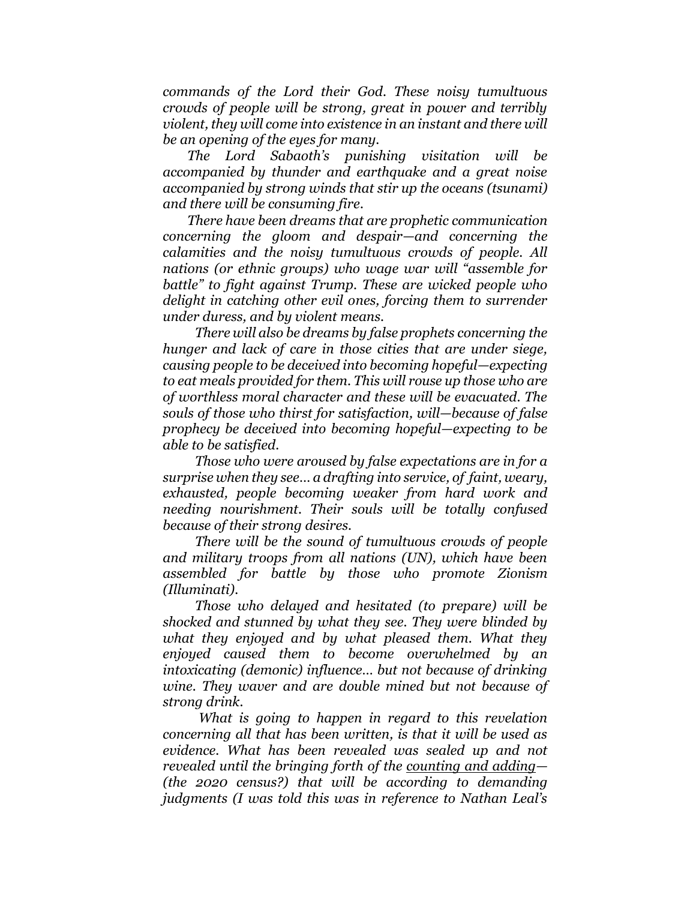*commands of the Lord their God. These noisy tumultuous crowds of people will be strong, great in power and terribly violent, they will come into existence in an instant and there will be an opening of the eyes for many.*

*The Lord Sabaoth's punishing visitation will be accompanied by thunder and earthquake and a great noise accompanied by strong winds that stir up the oceans (tsunami) and there will be consuming fire.*

*There have been dreams that are prophetic communication concerning the gloom and despair—and concerning the calamities and the noisy tumultuous crowds of people. All nations (or ethnic groups) who wage war will "assemble for battle" to fight against Trump. These are wicked people who delight in catching other evil ones, forcing them to surrender under duress, and by violent means.*

*There will also be dreams by false prophets concerning the hunger and lack of care in those cities that are under siege, causing people to be deceived into becoming hopeful—expecting to eat meals provided for them. This will rouse up those who are of worthless moral character and these will be evacuated. The souls of those who thirst for satisfaction, will—because of false prophecy be deceived into becoming hopeful—expecting to be able to be satisfied.*

*Those who were aroused by false expectations are in for a surprise when they see… a drafting into service, of faint, weary, exhausted, people becoming weaker from hard work and needing nourishment. Their souls will be totally confused because of their strong desires.*

*There will be the sound of tumultuous crowds of people and military troops from all nations (UN), which have been assembled for battle by those who promote Zionism (Illuminati).*

*Those who delayed and hesitated (to prepare) will be shocked and stunned by what they see. They were blinded by what they enjoyed and by what pleased them. What they enjoyed caused them to become overwhelmed by an intoxicating (demonic) influence… but not because of drinking wine. They waver and are double mined but not because of strong drink.*

*What is going to happen in regard to this revelation concerning all that has been written, is that it will be used as evidence. What has been revealed was sealed up and not revealed until the bringing forth of the <u>counting and adding</u>—(the 2020 census?) that will be according to demanding judgments (I was told this was in reference to Nathan Leal's*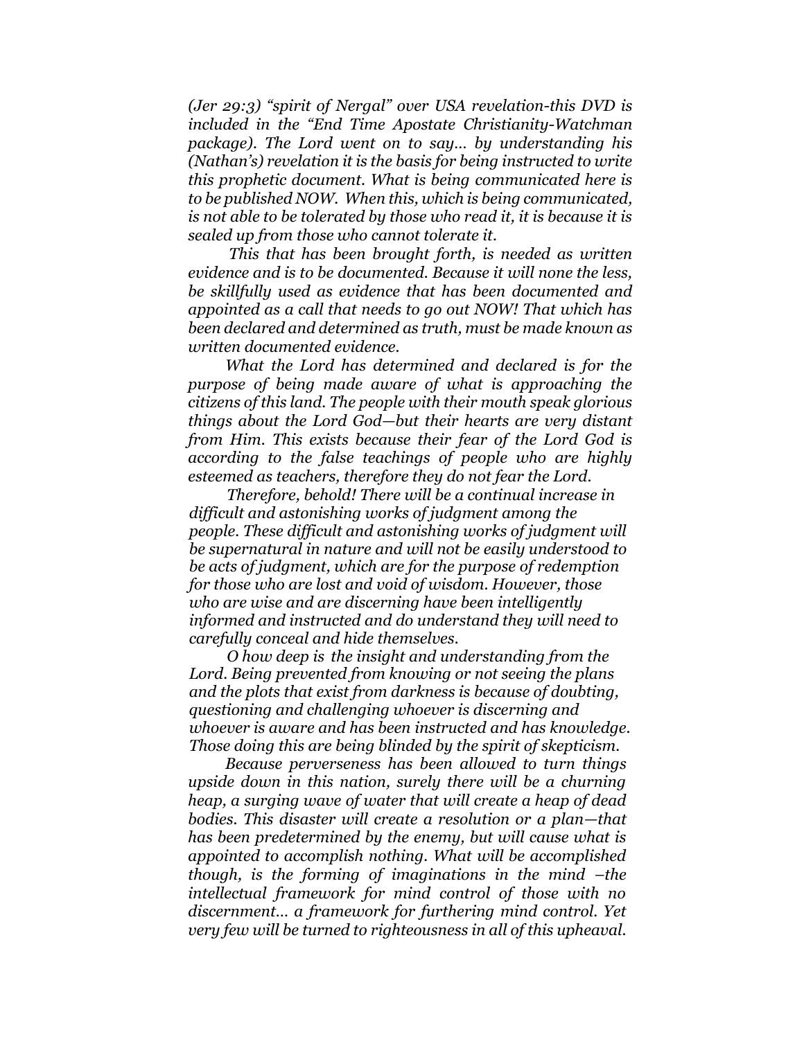*(Jer 29:3) "spirit of Nergal" over USA revelation-this DVD is included in the "End Time Apostate Christianity-Watchman package). The Lord went on to say... by understanding his (Nathan's) revelation it is the basis for being instructed to write this prophetic document. What is being communicated here is to be published NOW. When this, which is being communicated, is not able to be tolerated by those who read it, it is because it is sealed up from those who cannot tolerate it.*

*This that has been brought forth, is needed as written evidence and is to be documented. Because it will none the less, be skillfully used as evidence that has been documented and appointed as a call that needs to go out NOW! That which has been declared and determined as truth, must be made known as written documented evidence.*

*What the Lord has determined and declared is for the purpose of being made aware of what is approaching the citizens of this land. The people with their mouth speak glorious things about the Lord God—but their hearts are very distant from Him. This exists because their fear of the Lord God is according to the false teachings of people who are highly esteemed as teachers, therefore they do not fear the Lord.*

*Therefore, behold! There will be a continual increase in difficult and astonishing works of judgment among the people. These difficult and astonishing works of judgment will be supernatural in nature and will not be easily understood to be acts of judgment, which are for the purpose of redemption for those who are lost and void of wisdom. However, those who are wise and are discerning have been intelligently informed and instructed and do understand they will need to carefully conceal and hide themselves.*

*O how deep is the insight and understanding from the Lord. Being prevented from knowing or not seeing the plans and the plots that exist from darkness is because of doubting, questioning and challenging whoever is discerning and whoever is aware and has been instructed and has knowledge. Those doing this are being blinded by the spirit of skepticism.*

*Because perverseness has been allowed to turn things upside down in this nation, surely there will be a churning heap, a surging wave of water that will create a heap of dead bodies. This disaster will create a resolution or a plan—that has been predetermined by the enemy, but will cause what is appointed to accomplish nothing. What will be accomplished though, is the forming of imaginations in the mind –the intellectual framework for mind control of those with no discernment... a framework for furthering mind control. Yet very few will be turned to righteousness in all of this upheaval.*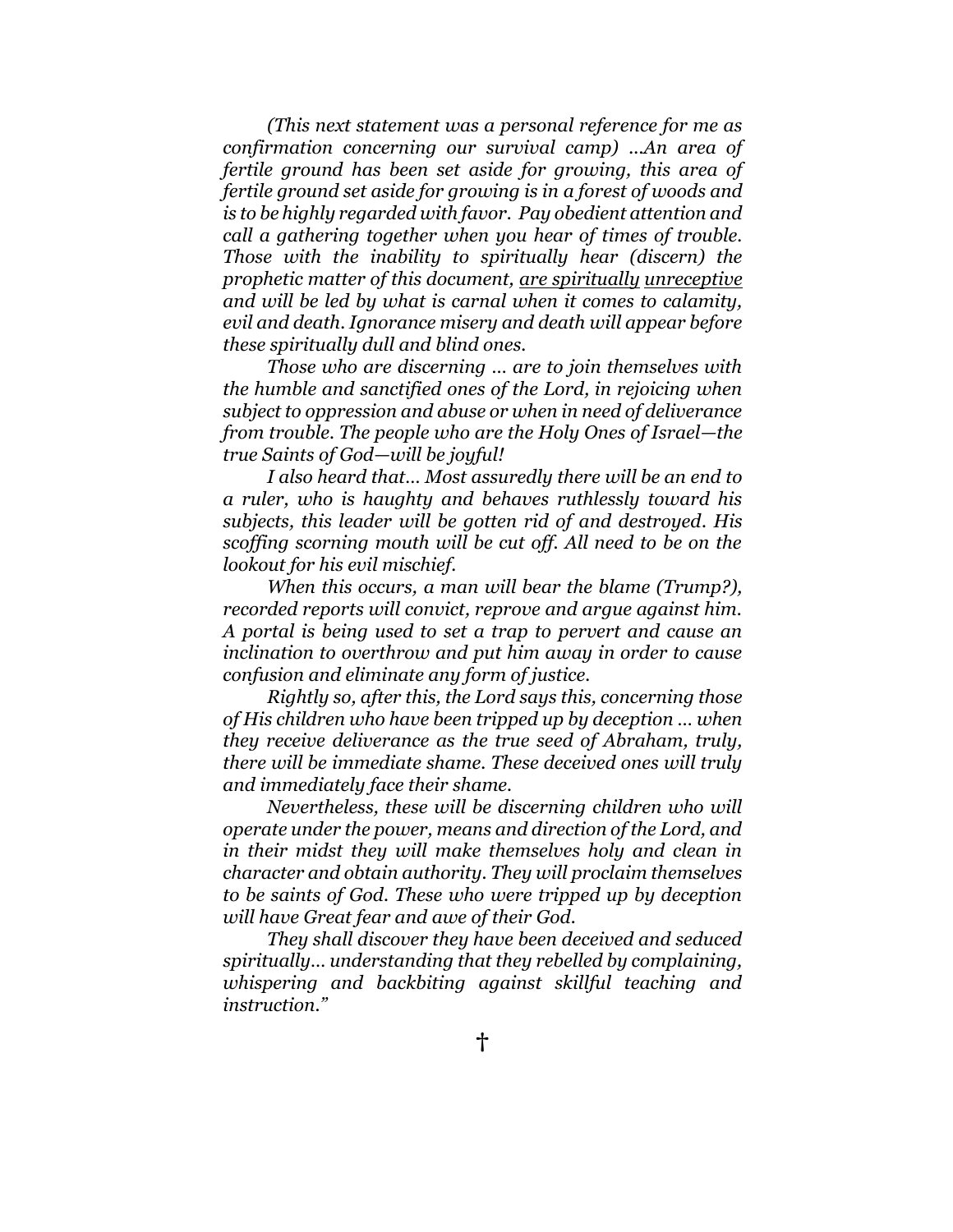*(This next statement was a personal reference for me as confirmation concerning our survival camp) ...An area of fertile ground has been set aside for growing, this area of fertile ground set aside for growing is in a forest of woods and is to be highly regarded with favor. Pay obedient attention and call a gathering together when you hear of times of trouble. Those with the inability to spiritually hear (discern) the prophetic matter of this document, <u>are spiritually</u> <u>unreceptive</u> and will be led by what is carnal when it comes to calamity, evil and death. Ignorance misery and death will appear before these spiritually dull and blind ones.*

*Those who are discerning ... are to join themselves with the humble and sanctified ones of the Lord, in rejoicing when subject to oppression and abuse or when in need of deliverance from trouble. The people who are the Holy Ones of Israel—the true Saints of God—will be joyful!*

*I also heard that... Most assuredly there will be an end to a ruler, who is haughty and behaves ruthlessly toward his subjects, this leader will be gotten rid of and destroyed. His scoffing scorning mouth will be cut off. All need to be on the lookout for his evil mischief.*

*When this occurs, a man will bear the blame (Trump?), recorded reports will convict, reprove and argue against him. A portal is being used to set a trap to pervert and cause an inclination to overthrow and put him away in order to cause confusion and eliminate any form of justice.*

*Rightly so, after this, the Lord says this, concerning those of His children who have been tripped up by deception ... when they receive deliverance as the true seed of Abraham, truly, there will be immediate shame. These deceived ones will truly and immediately face their shame.*

*Nevertheless, these will be discerning children who will operate under the power, means and direction of the Lord, and in their midst they will make themselves holy and clean in character and obtain authority. They will proclaim themselves to be saints of God. These who were tripped up by deception will have Great fear and awe of their God.*

*They shall discover they have been deceived and seduced spiritually... understanding that they rebelled by complaining, whispering and backbiting against skillful teaching and instruction."*

†